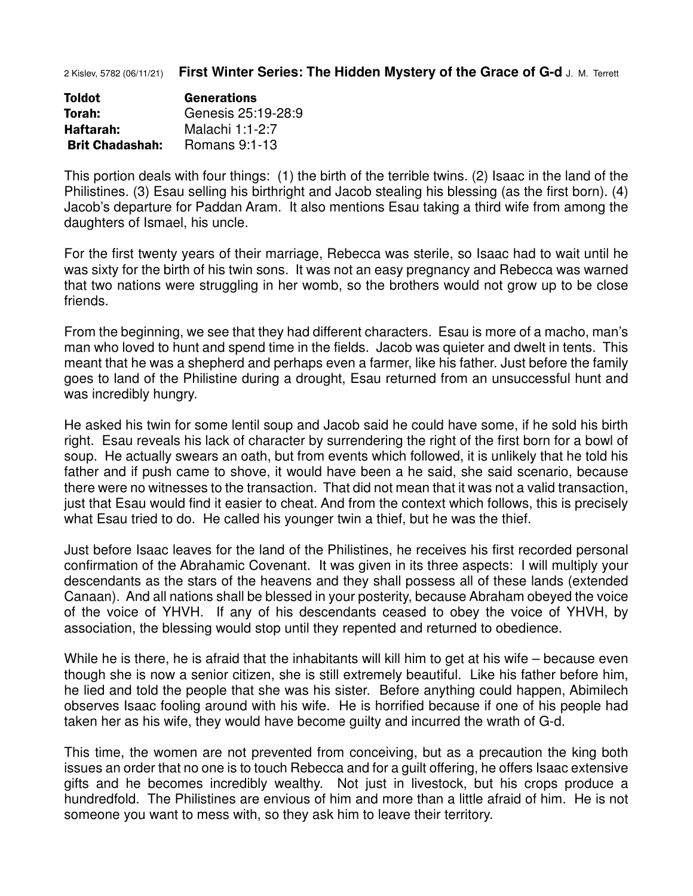2 Kislev, 5782 (06/11/21) **First Winter Series: The Hidden Mystery of the Grace of G-d** J. M. Terrett

| | |
|---|---|
| **Toldot** | **Generations** |
| **Torah:** | Genesis 25:19-28:9 |
| **Haftarah:** | Malachi 1:1-2:7 |
| **Brit Chadashah:** | Romans 9:1-13 |

This portion deals with four things: (1) the birth of the terrible twins. (2) Isaac in the land of the Philistines. (3) Esau selling his birthright and Jacob stealing his blessing (as the first born). (4) Jacob's departure for Paddan Aram. It also mentions Esau taking a third wife from among the daughters of Ismael, his uncle.

For the first twenty years of their marriage, Rebecca was sterile, so Isaac had to wait until he was sixty for the birth of his twin sons. It was not an easy pregnancy and Rebecca was warned that two nations were struggling in her womb, so the brothers would not grow up to be close friends.

From the beginning, we see that they had different characters. Esau is more of a macho, man's man who loved to hunt and spend time in the fields. Jacob was quieter and dwelt in tents. This meant that he was a shepherd and perhaps even a farmer, like his father. Just before the family goes to land of the Philistine during a drought, Esau returned from an unsuccessful hunt and was incredibly hungry.

He asked his twin for some lentil soup and Jacob said he could have some, if he sold his birth right. Esau reveals his lack of character by surrendering the right of the first born for a bowl of soup. He actually swears an oath, but from events which followed, it is unlikely that he told his father and if push came to shove, it would have been a he said, she said scenario, because there were no witnesses to the transaction. That did not mean that it was not a valid transaction, just that Esau would find it easier to cheat. And from the context which follows, this is precisely what Esau tried to do. He called his younger twin a thief, but he was the thief.

Just before Isaac leaves for the land of the Philistines, he receives his first recorded personal confirmation of the Abrahamic Covenant. It was given in its three aspects: I will multiply your descendants as the stars of the heavens and they shall possess all of these lands (extended Canaan). And all nations shall be blessed in your posterity, because Abraham obeyed the voice of the voice of YHVH. If any of his descendants ceased to obey the voice of YHVH, by association, the blessing would stop until they repented and returned to obedience.

While he is there, he is afraid that the inhabitants will kill him to get at his wife – because even though she is now a senior citizen, she is still extremely beautiful. Like his father before him, he lied and told the people that she was his sister. Before anything could happen, Abimilech observes Isaac fooling around with his wife. He is horrified because if one of his people had taken her as his wife, they would have become guilty and incurred the wrath of G-d.

This time, the women are not prevented from conceiving, but as a precaution the king both issues an order that no one is to touch Rebecca and for a guilt offering, he offers Isaac extensive gifts and he becomes incredibly wealthy. Not just in livestock, but his crops produce a hundredfold. The Philistines are envious of him and more than a little afraid of him. He is not someone you want to mess with, so they ask him to leave their territory.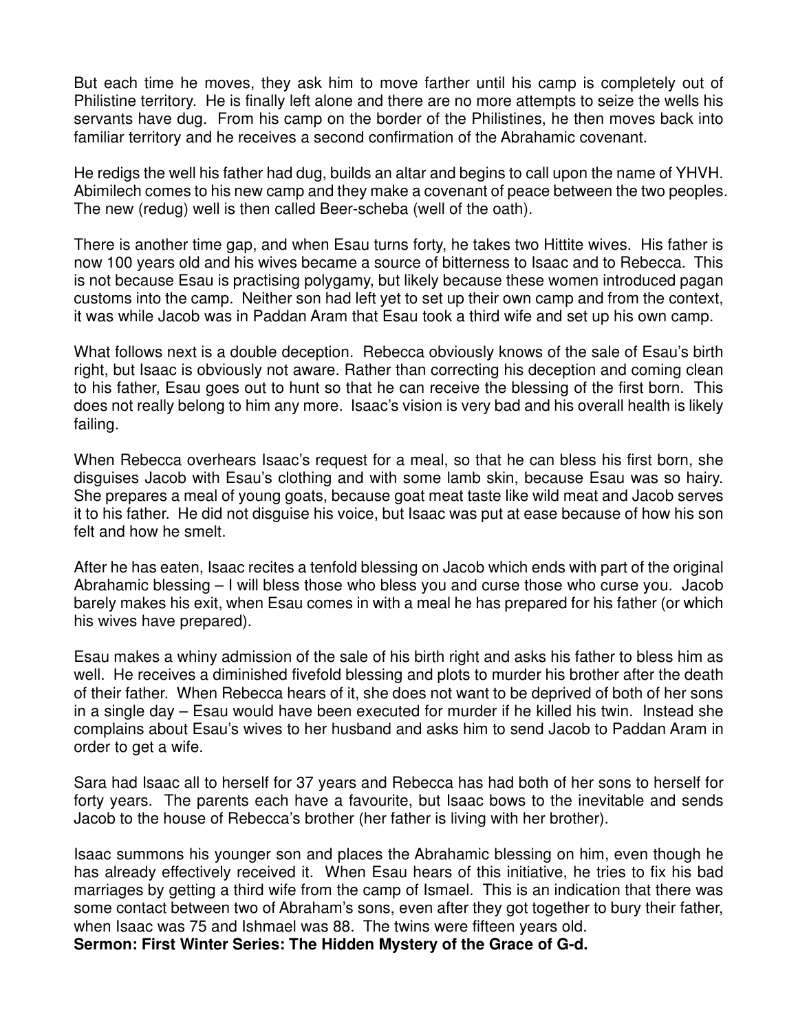But each time he moves, they ask him to move farther until his camp is completely out of Philistine territory. He is finally left alone and there are no more attempts to seize the wells his servants have dug. From his camp on the border of the Philistines, he then moves back into familiar territory and he receives a second confirmation of the Abrahamic covenant.

He redigs the well his father had dug, builds an altar and begins to call upon the name of YHVH. Abimilech comes to his new camp and they make a covenant of peace between the two peoples. The new (redug) well is then called Beer-scheba (well of the oath).

There is another time gap, and when Esau turns forty, he takes two Hittite wives. His father is now 100 years old and his wives became a source of bitterness to Isaac and to Rebecca. This is not because Esau is practising polygamy, but likely because these women introduced pagan customs into the camp. Neither son had left yet to set up their own camp and from the context, it was while Jacob was in Paddan Aram that Esau took a third wife and set up his own camp.

What follows next is a double deception. Rebecca obviously knows of the sale of Esau's birth right, but Isaac is obviously not aware. Rather than correcting his deception and coming clean to his father, Esau goes out to hunt so that he can receive the blessing of the first born. This does not really belong to him any more. Isaac's vision is very bad and his overall health is likely failing.

When Rebecca overhears Isaac's request for a meal, so that he can bless his first born, she disguises Jacob with Esau's clothing and with some lamb skin, because Esau was so hairy. She prepares a meal of young goats, because goat meat taste like wild meat and Jacob serves it to his father. He did not disguise his voice, but Isaac was put at ease because of how his son felt and how he smelt.

After he has eaten, Isaac recites a tenfold blessing on Jacob which ends with part of the original Abrahamic blessing – I will bless those who bless you and curse those who curse you. Jacob barely makes his exit, when Esau comes in with a meal he has prepared for his father (or which his wives have prepared).

Esau makes a whiny admission of the sale of his birth right and asks his father to bless him as well. He receives a diminished fivefold blessing and plots to murder his brother after the death of their father. When Rebecca hears of it, she does not want to be deprived of both of her sons in a single day – Esau would have been executed for murder if he killed his twin. Instead she complains about Esau's wives to her husband and asks him to send Jacob to Paddan Aram in order to get a wife.

Sara had Isaac all to herself for 37 years and Rebecca has had both of her sons to herself for forty years. The parents each have a favourite, but Isaac bows to the inevitable and sends Jacob to the house of Rebecca's brother (her father is living with her brother).

Isaac summons his younger son and places the Abrahamic blessing on him, even though he has already effectively received it. When Esau hears of this initiative, he tries to fix his bad marriages by getting a third wife from the camp of Ismael. This is an indication that there was some contact between two of Abraham's sons, even after they got together to bury their father, when Isaac was 75 and Ishmael was 88. The twins were fifteen years old.

**Sermon: First Winter Series: The Hidden Mystery of the Grace of G-d.**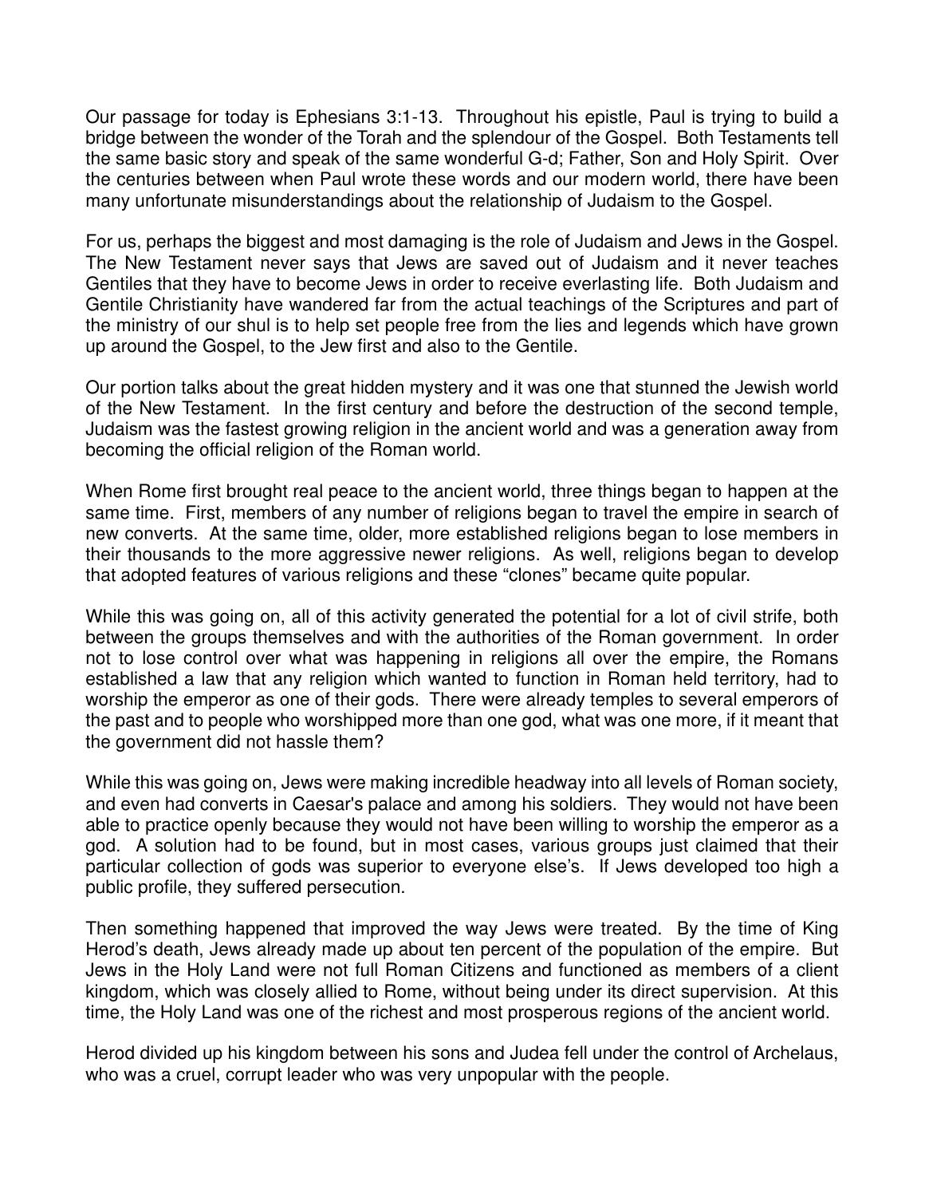Our passage for today is Ephesians 3:1-13. Throughout his epistle, Paul is trying to build a bridge between the wonder of the Torah and the splendour of the Gospel. Both Testaments tell the same basic story and speak of the same wonderful G-d; Father, Son and Holy Spirit. Over the centuries between when Paul wrote these words and our modern world, there have been many unfortunate misunderstandings about the relationship of Judaism to the Gospel.

For us, perhaps the biggest and most damaging is the role of Judaism and Jews in the Gospel. The New Testament never says that Jews are saved out of Judaism and it never teaches Gentiles that they have to become Jews in order to receive everlasting life. Both Judaism and Gentile Christianity have wandered far from the actual teachings of the Scriptures and part of the ministry of our shul is to help set people free from the lies and legends which have grown up around the Gospel, to the Jew first and also to the Gentile.

Our portion talks about the great hidden mystery and it was one that stunned the Jewish world of the New Testament. In the first century and before the destruction of the second temple, Judaism was the fastest growing religion in the ancient world and was a generation away from becoming the official religion of the Roman world.

When Rome first brought real peace to the ancient world, three things began to happen at the same time. First, members of any number of religions began to travel the empire in search of new converts. At the same time, older, more established religions began to lose members in their thousands to the more aggressive newer religions. As well, religions began to develop that adopted features of various religions and these “clones” became quite popular.

While this was going on, all of this activity generated the potential for a lot of civil strife, both between the groups themselves and with the authorities of the Roman government. In order not to lose control over what was happening in religions all over the empire, the Romans established a law that any religion which wanted to function in Roman held territory, had to worship the emperor as one of their gods. There were already temples to several emperors of the past and to people who worshipped more than one god, what was one more, if it meant that the government did not hassle them?

While this was going on, Jews were making incredible headway into all levels of Roman society, and even had converts in Caesar's palace and among his soldiers. They would not have been able to practice openly because they would not have been willing to worship the emperor as a god. A solution had to be found, but in most cases, various groups just claimed that their particular collection of gods was superior to everyone else’s. If Jews developed too high a public profile, they suffered persecution.

Then something happened that improved the way Jews were treated. By the time of King Herod’s death, Jews already made up about ten percent of the population of the empire. But Jews in the Holy Land were not full Roman Citizens and functioned as members of a client kingdom, which was closely allied to Rome, without being under its direct supervision. At this time, the Holy Land was one of the richest and most prosperous regions of the ancient world.

Herod divided up his kingdom between his sons and Judea fell under the control of Archelaus, who was a cruel, corrupt leader who was very unpopular with the people.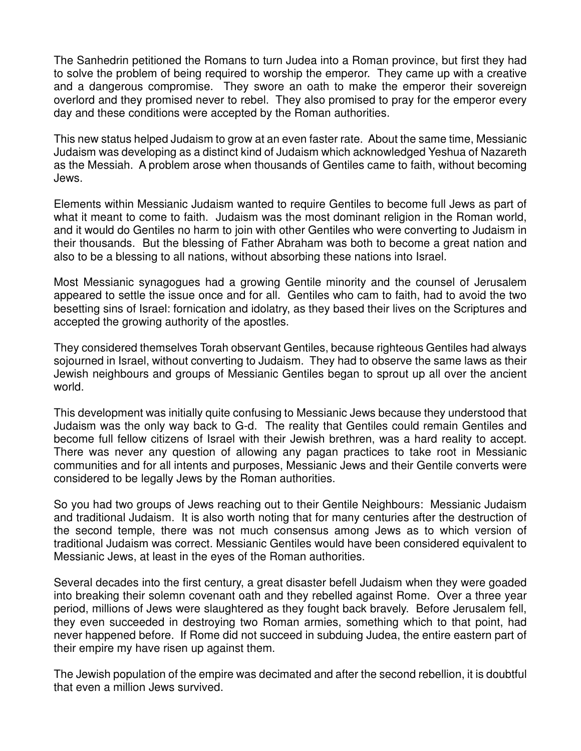The Sanhedrin petitioned the Romans to turn Judea into a Roman province, but first they had to solve the problem of being required to worship the emperor. They came up with a creative and a dangerous compromise. They swore an oath to make the emperor their sovereign overlord and they promised never to rebel. They also promised to pray for the emperor every day and these conditions were accepted by the Roman authorities.

This new status helped Judaism to grow at an even faster rate. About the same time, Messianic Judaism was developing as a distinct kind of Judaism which acknowledged Yeshua of Nazareth as the Messiah. A problem arose when thousands of Gentiles came to faith, without becoming Jews.

Elements within Messianic Judaism wanted to require Gentiles to become full Jews as part of what it meant to come to faith. Judaism was the most dominant religion in the Roman world, and it would do Gentiles no harm to join with other Gentiles who were converting to Judaism in their thousands. But the blessing of Father Abraham was both to become a great nation and also to be a blessing to all nations, without absorbing these nations into Israel.

Most Messianic synagogues had a growing Gentile minority and the counsel of Jerusalem appeared to settle the issue once and for all. Gentiles who cam to faith, had to avoid the two besetting sins of Israel: fornication and idolatry, as they based their lives on the Scriptures and accepted the growing authority of the apostles.

They considered themselves Torah observant Gentiles, because righteous Gentiles had always sojourned in Israel, without converting to Judaism. They had to observe the same laws as their Jewish neighbours and groups of Messianic Gentiles began to sprout up all over the ancient world.

This development was initially quite confusing to Messianic Jews because they understood that Judaism was the only way back to G-d. The reality that Gentiles could remain Gentiles and become full fellow citizens of Israel with their Jewish brethren, was a hard reality to accept. There was never any question of allowing any pagan practices to take root in Messianic communities and for all intents and purposes, Messianic Jews and their Gentile converts were considered to be legally Jews by the Roman authorities.

So you had two groups of Jews reaching out to their Gentile Neighbours: Messianic Judaism and traditional Judaism. It is also worth noting that for many centuries after the destruction of the second temple, there was not much consensus among Jews as to which version of traditional Judaism was correct. Messianic Gentiles would have been considered equivalent to Messianic Jews, at least in the eyes of the Roman authorities.

Several decades into the first century, a great disaster befell Judaism when they were goaded into breaking their solemn covenant oath and they rebelled against Rome. Over a three year period, millions of Jews were slaughtered as they fought back bravely. Before Jerusalem fell, they even succeeded in destroying two Roman armies, something which to that point, had never happened before. If Rome did not succeed in subduing Judea, the entire eastern part of their empire my have risen up against them.

The Jewish population of the empire was decimated and after the second rebellion, it is doubtful that even a million Jews survived.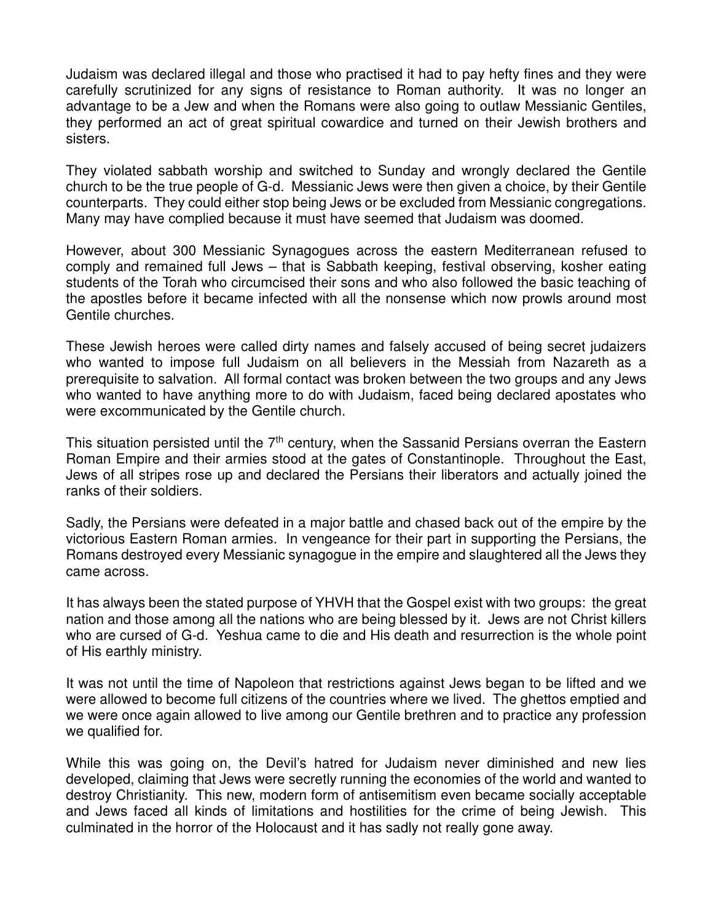Judaism was declared illegal and those who practised it had to pay hefty fines and they were carefully scrutinized for any signs of resistance to Roman authority. It was no longer an advantage to be a Jew and when the Romans were also going to outlaw Messianic Gentiles, they performed an act of great spiritual cowardice and turned on their Jewish brothers and sisters.

They violated sabbath worship and switched to Sunday and wrongly declared the Gentile church to be the true people of G-d. Messianic Jews were then given a choice, by their Gentile counterparts. They could either stop being Jews or be excluded from Messianic congregations. Many may have complied because it must have seemed that Judaism was doomed.

However, about 300 Messianic Synagogues across the eastern Mediterranean refused to comply and remained full Jews – that is Sabbath keeping, festival observing, kosher eating students of the Torah who circumcised their sons and who also followed the basic teaching of the apostles before it became infected with all the nonsense which now prowls around most Gentile churches.

These Jewish heroes were called dirty names and falsely accused of being secret judaizers who wanted to impose full Judaism on all believers in the Messiah from Nazareth as a prerequisite to salvation. All formal contact was broken between the two groups and any Jews who wanted to have anything more to do with Judaism, faced being declared apostates who were excommunicated by the Gentile church.

This situation persisted until the 7th century, when the Sassanid Persians overran the Eastern Roman Empire and their armies stood at the gates of Constantinople. Throughout the East, Jews of all stripes rose up and declared the Persians their liberators and actually joined the ranks of their soldiers.

Sadly, the Persians were defeated in a major battle and chased back out of the empire by the victorious Eastern Roman armies. In vengeance for their part in supporting the Persians, the Romans destroyed every Messianic synagogue in the empire and slaughtered all the Jews they came across.

It has always been the stated purpose of YHVH that the Gospel exist with two groups: the great nation and those among all the nations who are being blessed by it. Jews are not Christ killers who are cursed of G-d. Yeshua came to die and His death and resurrection is the whole point of His earthly ministry.

It was not until the time of Napoleon that restrictions against Jews began to be lifted and we were allowed to become full citizens of the countries where we lived. The ghettos emptied and we were once again allowed to live among our Gentile brethren and to practice any profession we qualified for.

While this was going on, the Devil's hatred for Judaism never diminished and new lies developed, claiming that Jews were secretly running the economies of the world and wanted to destroy Christianity. This new, modern form of antisemitism even became socially acceptable and Jews faced all kinds of limitations and hostilities for the crime of being Jewish. This culminated in the horror of the Holocaust and it has sadly not really gone away.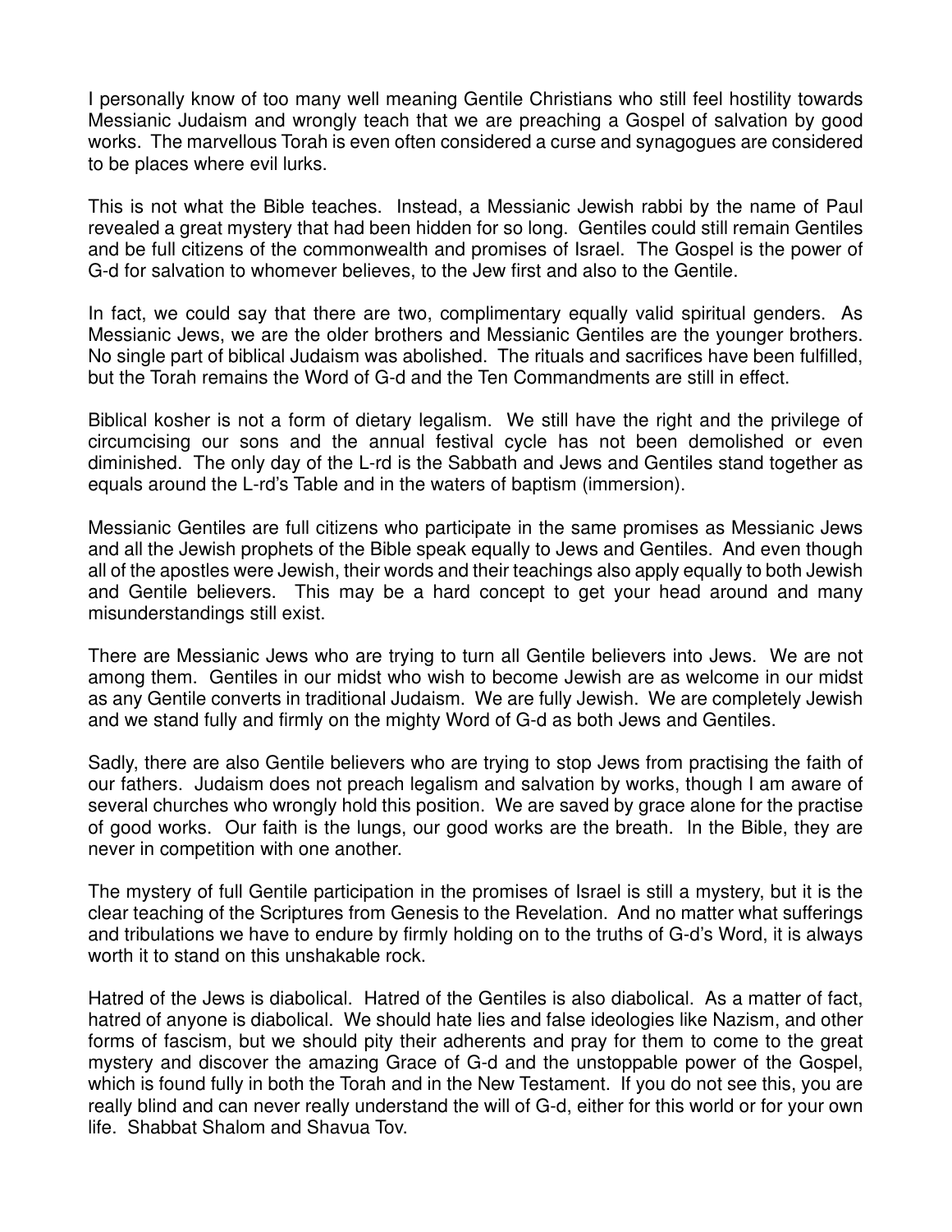I personally know of too many well meaning Gentile Christians who still feel hostility towards Messianic Judaism and wrongly teach that we are preaching a Gospel of salvation by good works. The marvellous Torah is even often considered a curse and synagogues are considered to be places where evil lurks.

This is not what the Bible teaches. Instead, a Messianic Jewish rabbi by the name of Paul revealed a great mystery that had been hidden for so long. Gentiles could still remain Gentiles and be full citizens of the commonwealth and promises of Israel. The Gospel is the power of G-d for salvation to whomever believes, to the Jew first and also to the Gentile.

In fact, we could say that there are two, complimentary equally valid spiritual genders. As Messianic Jews, we are the older brothers and Messianic Gentiles are the younger brothers. No single part of biblical Judaism was abolished. The rituals and sacrifices have been fulfilled, but the Torah remains the Word of G-d and the Ten Commandments are still in effect.

Biblical kosher is not a form of dietary legalism. We still have the right and the privilege of circumcising our sons and the annual festival cycle has not been demolished or even diminished. The only day of the L-rd is the Sabbath and Jews and Gentiles stand together as equals around the L-rd's Table and in the waters of baptism (immersion).

Messianic Gentiles are full citizens who participate in the same promises as Messianic Jews and all the Jewish prophets of the Bible speak equally to Jews and Gentiles. And even though all of the apostles were Jewish, their words and their teachings also apply equally to both Jewish and Gentile believers. This may be a hard concept to get your head around and many misunderstandings still exist.

There are Messianic Jews who are trying to turn all Gentile believers into Jews. We are not among them. Gentiles in our midst who wish to become Jewish are as welcome in our midst as any Gentile converts in traditional Judaism. We are fully Jewish. We are completely Jewish and we stand fully and firmly on the mighty Word of G-d as both Jews and Gentiles.

Sadly, there are also Gentile believers who are trying to stop Jews from practising the faith of our fathers. Judaism does not preach legalism and salvation by works, though I am aware of several churches who wrongly hold this position. We are saved by grace alone for the practise of good works. Our faith is the lungs, our good works are the breath. In the Bible, they are never in competition with one another.

The mystery of full Gentile participation in the promises of Israel is still a mystery, but it is the clear teaching of the Scriptures from Genesis to the Revelation. And no matter what sufferings and tribulations we have to endure by firmly holding on to the truths of G-d's Word, it is always worth it to stand on this unshakable rock.

Hatred of the Jews is diabolical. Hatred of the Gentiles is also diabolical. As a matter of fact, hatred of anyone is diabolical. We should hate lies and false ideologies like Nazism, and other forms of fascism, but we should pity their adherents and pray for them to come to the great mystery and discover the amazing Grace of G-d and the unstoppable power of the Gospel, which is found fully in both the Torah and in the New Testament. If you do not see this, you are really blind and can never really understand the will of G-d, either for this world or for your own life. Shabbat Shalom and Shavua Tov.